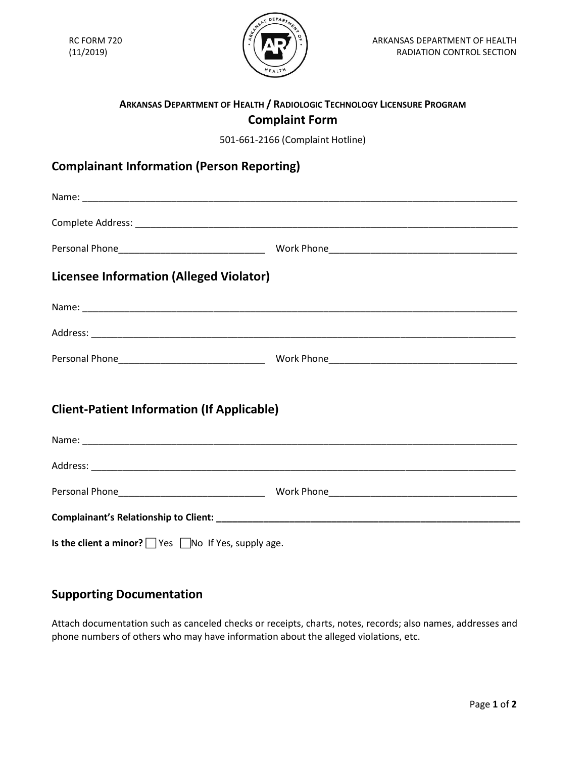RC FORM 720
(11/2019)

ARKANSAS DEPARTMENT OF HEALTH
RADIATION CONTROL SECTION

**ARKANSAS DEPARTMENT OF HEALTH / RADIOLOGIC TECHNOLOGY LICENSURE PROGRAM**

# Complaint Form

501-661-2166 (Complaint Hotline)

## Complainant Information (Person Reporting)

Name: ____________________________________________________________________________

Complete Address: _____________________________________________________________________

Personal Phone____________________________ Work Phone____________________________________

## Licensee Information (Alleged Violator)

Name: ____________________________________________________________________________

Address: __________________________________________________________________________

Personal Phone____________________________ Work Phone____________________________________

## Client-Patient Information (If Applicable)

Name: ____________________________________________________________________________

Address: __________________________________________________________________________

Personal Phone____________________________ Work Phone____________________________________

**Complainant's Relationship to Client: ____________________________________________________________**

**Is the client a minor?** ☐ Yes ☐ No If Yes, supply age.

## Supporting Documentation

Attach documentation such as canceled checks or receipts, charts, notes, records; also names, addresses and phone numbers of others who may have information about the alleged violations, etc.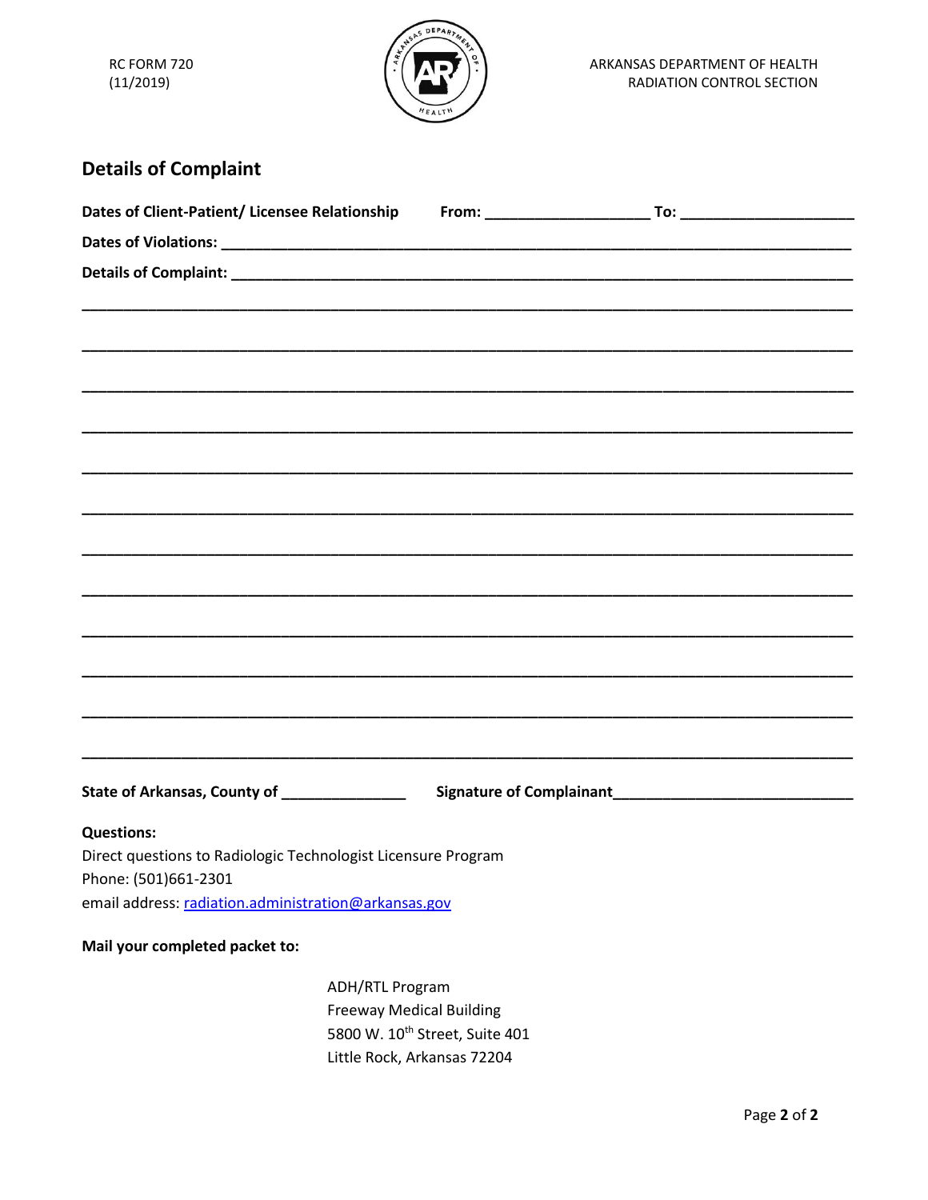RC FORM 720
(11/2019)

ARKANSAS DEPARTMENT OF HEALTH
RADIATION CONTROL SECTION

## Details of Complaint

**Dates of Client-Patient/ Licensee Relationship** **From:** ____________________ **To:** ____________________

**Dates of Violations:** ______________________________________________________________________________

**Details of Complaint:** ______________________________________________________________________________

______________________________________________________________________________

______________________________________________________________________________

______________________________________________________________________________

______________________________________________________________________________

______________________________________________________________________________

______________________________________________________________________________

______________________________________________________________________________

______________________________________________________________________________

______________________________________________________________________________

______________________________________________________________________________

______________________________________________________________________________

______________________________________________________________________________

**State of Arkansas, County of** _______________ **Signature of Complainant**____________________________

**Questions:**
Direct questions to Radiologic Technologist Licensure Program
Phone: (501)661-2301
email address: radiation.administration@arkansas.gov

**Mail your completed packet to:**

ADH/RTL Program
Freeway Medical Building
5800 W. 10th Street, Suite 401
Little Rock, Arkansas 72204